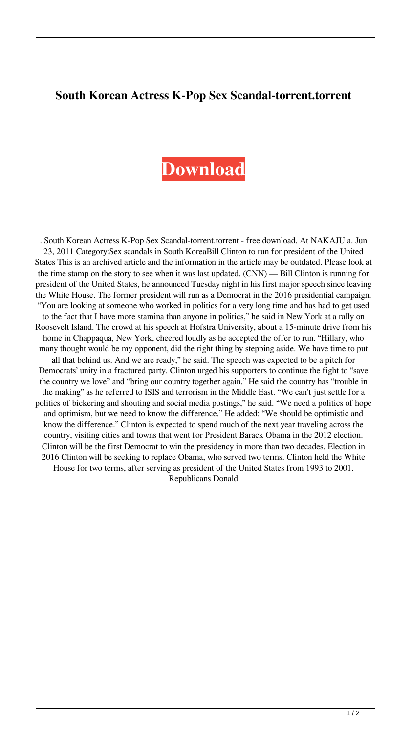**South Korean Actress K-Pop Sex Scandal-torrent.torrent**

**Download**

. South Korean Actress K-Pop Sex Scandal-torrent.torrent - free download. At NAKAJU a. Jun 23, 2011 Category:Sex scandals in South KoreaBill Clinton to run for president of the United States This is an archived article and the information in the article may be outdated. Please look at the time stamp on the story to see when it was last updated. (CNN) — Bill Clinton is running for president of the United States, he announced Tuesday night in his first major speech since leaving the White House. The former president will run as a Democrat in the 2016 presidential campaign. "You are looking at someone who worked in politics for a very long time and has had to get used to the fact that I have more stamina than anyone in politics," he said in New York at a rally on Roosevelt Island. The crowd at his speech at Hofstra University, about a 15-minute drive from his home in Chappaqua, New York, cheered loudly as he accepted the offer to run. "Hillary, who many thought would be my opponent, did the right thing by stepping aside. We have time to put all that behind us. And we are ready," he said. The speech was expected to be a pitch for Democrats' unity in a fractured party. Clinton urged his supporters to continue the fight to "save the country we love" and "bring our country together again." He said the country has "trouble in the making" as he referred to ISIS and terrorism in the Middle East. "We can't just settle for a politics of bickering and shouting and social media postings," he said. "We need a politics of hope and optimism, but we need to know the difference." He added: "We should be optimistic and know the difference." Clinton is expected to spend much of the next year traveling across the country, visiting cities and towns that went for President Barack Obama in the 2012 election. Clinton will be the first Democrat to win the presidency in more than two decades. Election in 2016 Clinton will be seeking to replace Obama, who served two terms. Clinton held the White House for two terms, after serving as president of the United States from 1993 to 2001. Republicans Donald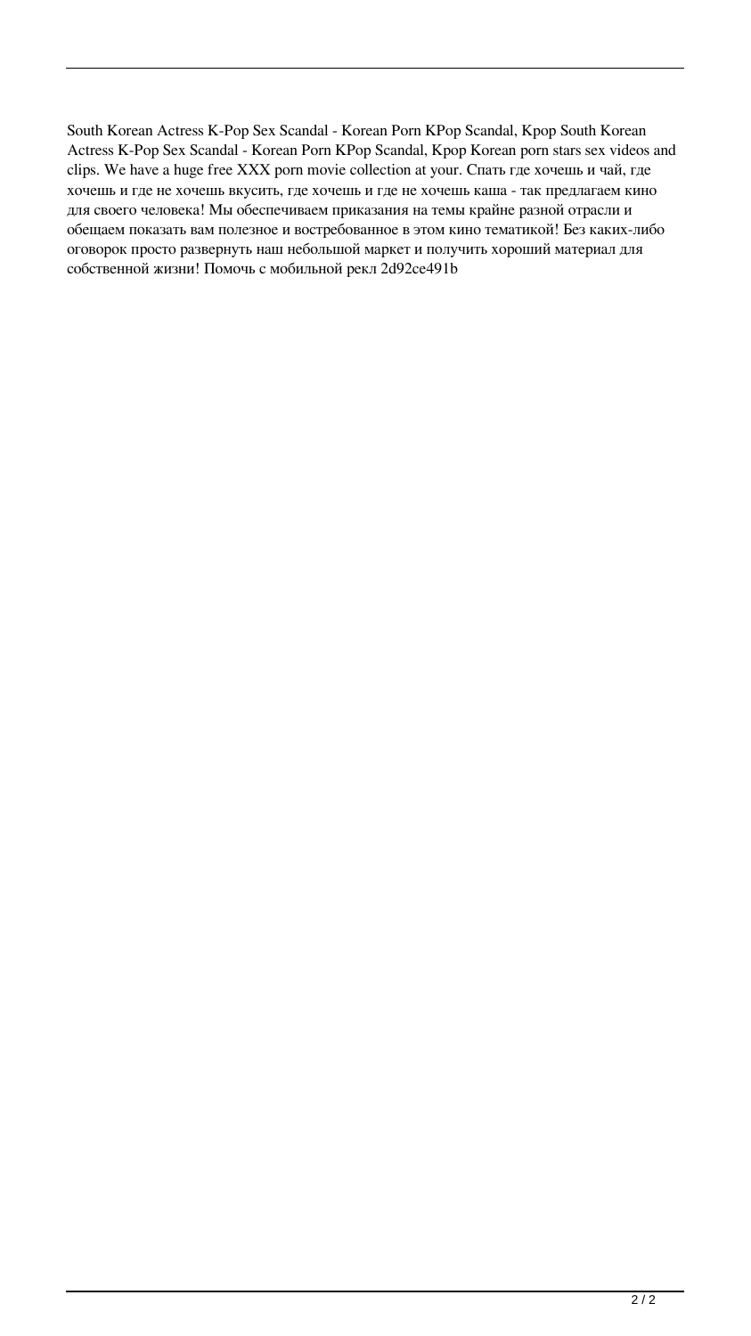South Korean Actress K-Pop Sex Scandal - Korean Porn KPop Scandal, Kpop South Korean Actress K-Pop Sex Scandal - Korean Porn KPop Scandal, Kpop Korean porn stars sex videos and clips. We have a huge free XXX porn movie collection at your. Спать где хочешь и чай, где хочешь и где не хочешь вкусить, где хочешь и где не хочешь каша - так предлагаем кино для своего человека! Мы обеспечиваем приказания на темы крайне разной отрасли и обещаем показать вам полезное и востребованное в этом кино тематикой! Без каких-либо оговорок просто развернуть наш небольшой маркет и получить хороший материал для собственной жизни! Помочь с мобильной рекл 2d92ce491b